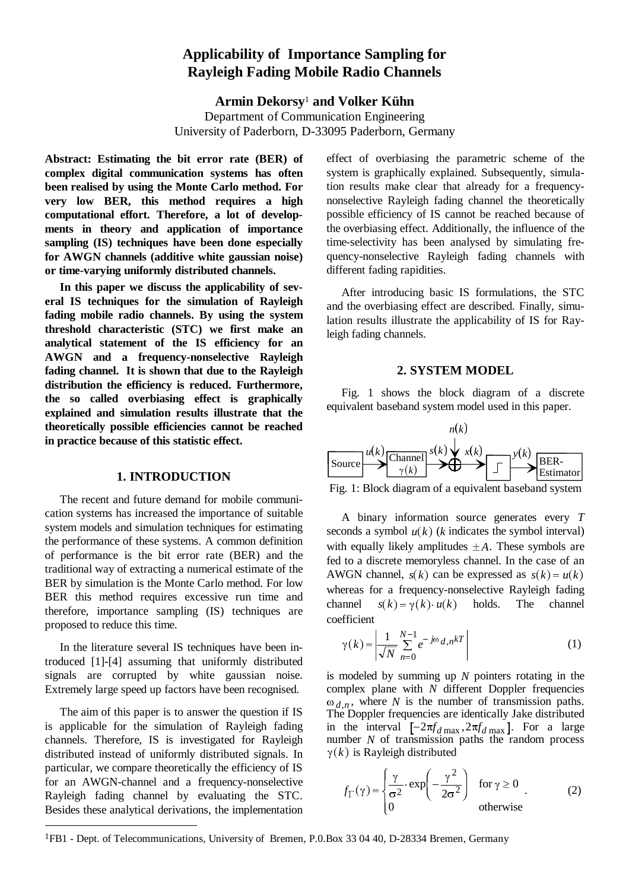# Applicability of Importance Sampling for Rayleigh Fading Mobile Radio Channels

**Armin Dekorsy**[1] **and Volker Kühn**

Department of Communication Engineering
University of Paderborn, D-33095 Paderborn, Germany

**Abstract: Estimating the bit error rate (BER) of complex digital communication systems has often been realised by using the Monte Carlo method. For very low BER, this method requires a high computational effort. Therefore, a lot of developments in theory and application of importance sampling (IS) techniques have been done especially for AWGN channels (additive white gaussian noise) or time-varying uniformly distributed channels.**

**In this paper we discuss the applicability of several IS techniques for the simulation of Rayleigh fading mobile radio channels. By using the system threshold characteristic (STC) we first make an analytical statement of the IS efficiency for an AWGN and a frequency-nonselective Rayleigh fading channel. It is shown that due to the Rayleigh distribution the efficiency is reduced. Furthermore, the so called overbiasing effect is graphically explained and simulation results illustrate that the theoretically possible efficiencies cannot be reached in practice because of this statistic effect.**

## 1. INTRODUCTION

The recent and future demand for mobile communication systems has increased the importance of suitable system models and simulation techniques for estimating the performance of these systems. A common definition of performance is the bit error rate (BER) and the traditional way of extracting a numerical estimate of the BER by simulation is the Monte Carlo method. For low BER this method requires excessive run time and therefore, importance sampling (IS) techniques are proposed to reduce this time.

In the literature several IS techniques have been introduced [1]-[4] assuming that uniformly distributed signals are corrupted by white gaussian noise. Extremely large speed up factors have been recognised.

The aim of this paper is to answer the question if IS is applicable for the simulation of Rayleigh fading channels. Therefore, IS is investigated for Rayleigh distributed instead of uniformly distributed signals. In particular, we compare theoretically the efficiency of IS for an AWGN-channel and a frequency-nonselective Rayleigh fading channel by evaluating the STC. Besides these analytical derivations, the implementation effect of overbiasing the parametric scheme of the system is graphically explained. Subsequently, simulation results make clear that already for a frequency-nonselective Rayleigh fading channel the theoretically possible efficiency of IS cannot be reached because of the overbiasing effect. Additionally, the influence of the time-selectivity has been analysed by simulating frequency-nonselective Rayleigh fading channels with different fading rapidities.

After introducing basic IS formulations, the STC and the overbiasing effect are described. Finally, simulation results illustrate the applicability of IS for Rayleigh fading channels.

## 2. SYSTEM MODEL

Fig. 1 shows the block diagram of a discrete equivalent baseband system model used in this paper.

Fig. 1: Block diagram of a equivalent baseband system

A binary information source generates every $T$ seconds a symbol $u(k)$ ($k$ indicates the symbol interval) with equally likely amplitudes $\pm A$. These symbols are fed to a discrete memoryless channel. In the case of an AWGN channel, $s(k)$ can be expressed as $s(k) = u(k)$ whereas for a frequency-nonselective Rayleigh fading channel $s(k) = \gamma(k) \cdot u(k)$ holds. The channel coefficient

$$\gamma(k) = \left| \frac{1}{\sqrt{N}} \sum_{n=0}^{N-1} e^{-j\omega_{d,n} kT} \right| \tag{1}$$

is modeled by summing up $N$ pointers rotating in the complex plane with $N$ different Doppler frequencies $\omega_{d,n}$, where $N$ is the number of transmission paths. The Doppler frequencies are identically Jake distributed in the interval $[-2\pi f_{d\max}, 2\pi f_{d\max}]$. For a large number $N$ of transmission paths the random process $\gamma(k)$ is Rayleigh distributed

$$f_\Gamma(\gamma) = \begin{cases} \dfrac{\gamma}{\sigma^2} \cdot \exp\left(-\dfrac{\gamma^2}{2\sigma^2}\right) & \text{for } \gamma \geq 0 \\ 0 & \text{otherwise} \end{cases} . \tag{2}$$

[1] FB1 - Dept. of Telecommunications, University of Bremen, P.0.Box 33 04 40, D-28334 Bremen, Germany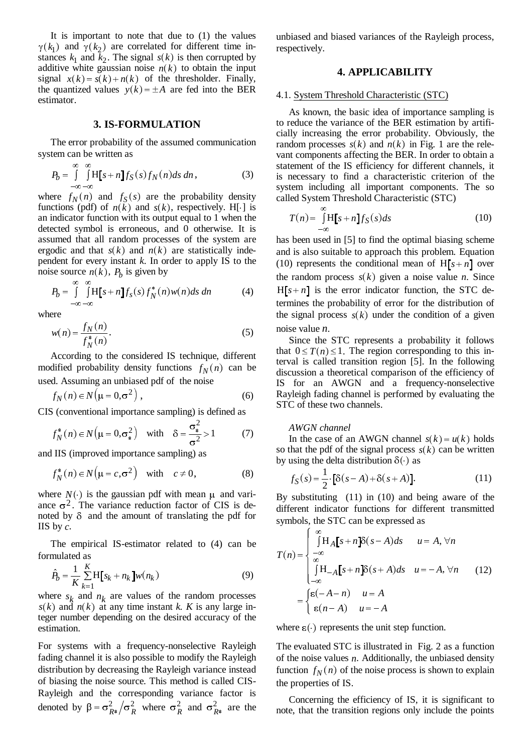It is important to note that due to (1) the values $\gamma(k_1)$ and $\gamma(k_2)$ are correlated for different time instances $k_1$ and $k_2$. The signal $s(k)$ is then corrupted by additive white gaussian noise $n(k)$ to obtain the input signal $x(k) = s(k) + n(k)$ of the thresholder. Finally, the quantized values $y(k) = \pm A$ are fed into the BER estimator.

## 3. IS-FORMULATION

The error probability of the assumed communication system can be written as

$$P_b = \int_{-\infty}^{\infty}\int_{-\infty}^{\infty} \mathrm{H}[s+n] f_S(s) f_N(n) ds\, dn, \tag{3}$$

where $f_N(n)$ and $f_S(s)$ are the probability density functions (pdf) of $n(k)$ and $s(k)$, respectively. $\mathrm{H}[\cdot]$ is an indicator function with its output equal to 1 when the detected symbol is erroneous, and 0 otherwise. It is assumed that all random processes of the system are ergodic and that $s(k)$ and $n(k)$ are statistically independent for every instant *k*. In order to apply IS to the noise source $n(k)$, $P_b$ is given by

$$P_b = \int_{-\infty}^{\infty}\int_{-\infty}^{\infty} \mathrm{H}[s+n] f_s(s) f_N^*(n) w(n) ds\, dn \tag{4}$$

where

$$w(n) = \frac{f_N(n)}{f_N^*(n)}. \tag{5}$$

According to the considered IS technique, different modified probability density functions $f_N(n)$ can be used. Assuming an unbiased pdf of the noise

$$f_N(n) \in N\left(\mu = 0, \sigma^2\right), \tag{6}$$

CIS (conventional importance sampling) is defined as

$$f_N^*(n) \in N\left(\mu = 0, \sigma_*^2\right) \quad \text{with} \quad \delta = \frac{\sigma_*^2}{\sigma^2} > 1 \tag{7}$$

and IIS (improved importance sampling) as

$$f_N^*(n) \in N\left(\mu = c, \sigma^2\right) \quad \text{with} \quad c \neq 0, \tag{8}$$

where $N(\cdot)$ is the gaussian pdf with mean $\mu$ and variance $\sigma^2$. The variance reduction factor of CIS is denoted by $\delta$ and the amount of translating the pdf for IIS by *c*.

The empirical IS-estimator related to (4) can be formulated as

$$\hat{P}_b = \frac{1}{K}\sum_{k=1}^{K} \mathrm{H}[s_k + n_k] w(n_k) \tag{9}$$

where $s_k$ and $n_k$ are values of the random processes $s(k)$ and $n(k)$ at any time instant *k*. *K* is any large integer number depending on the desired accuracy of the estimation.

For systems with a frequency-nonselective Rayleigh fading channel it is also possible to modify the Rayleigh distribution by decreasing the Rayleigh variance instead of biasing the noise source. This method is called CIS-Rayleigh and the corresponding variance factor is denoted by $\beta = \sigma_{R*}^2 / \sigma_R^2$ where $\sigma_R^2$ and $\sigma_{R*}^2$ are the unbiased and biased variances of the Rayleigh process, respectively.

## 4. APPLICABILITY

### 4.1. System Threshold Characteristic (STC)

As known, the basic idea of importance sampling is to reduce the variance of the BER estimation by artificially increasing the error probability. Obviously, the random processes $s(k)$ and $n(k)$ in Fig. 1 are the relevant components affecting the BER. In order to obtain a statement of the IS efficiency for different channels, it is necessary to find a characteristic criterion of the system including all important components. The so called System Threshold Characteristic (STC)

$$T(n) = \int_{-\infty}^{\infty} \mathrm{H}[s+n] f_S(s) ds \tag{10}$$

has been used in [5] to find the optimal biasing scheme and is also suitable to approach this problem. Equation (10) represents the conditional mean of $\mathrm{H}[s+n]$ over the random process $s(k)$ given a noise value *n*. Since $\mathrm{H}[s+n]$ is the error indicator function, the STC determines the probability of error for the distribution of the signal process $s(k)$ under the condition of a given noise value *n*.

Since the STC represents a probability it follows that $0 \leq T(n) \leq 1$. The region corresponding to this interval is called transition region [5]. In the following discussion a theoretical comparison of the efficiency of IS for an AWGN and a frequency-nonselective Rayleigh fading channel is performed by evaluating the STC of these two channels.

*AWGN channel*

In the case of an AWGN channel $s(k) = u(k)$ holds so that the pdf of the signal process $s(k)$ can be written by using the delta distribution $\delta(\cdot)$ as

$$f_S(s) = \frac{1}{2} \cdot [\delta(s-A) + \delta(s+A)]. \tag{11}$$

By substituting (11) in (10) and being aware of the different indicator functions for different transmitted symbols, the STC can be expressed as

$$T(n) = \begin{cases} \int_{-\infty}^{\infty} \mathrm{H}_A[s+n]\delta(s-A)ds & u = A, \forall n \\ \int_{-\infty}^{\infty} \mathrm{H}_{-A}[s+n]\delta(s+A)ds & u = -A, \forall n \end{cases} \tag{12}$$

$$= \begin{cases} \varepsilon(-A-n) & u = A \\ \varepsilon(n-A) & u = -A \end{cases}$$

where $\varepsilon(\cdot)$ represents the unit step function.

The evaluated STC is illustrated in Fig. 2 as a function of the noise values *n*. Additionally, the unbiased density function $f_N(n)$ of the noise process is shown to explain the properties of IS.

Concerning the efficiency of IS, it is significant to note, that the transition regions only include the points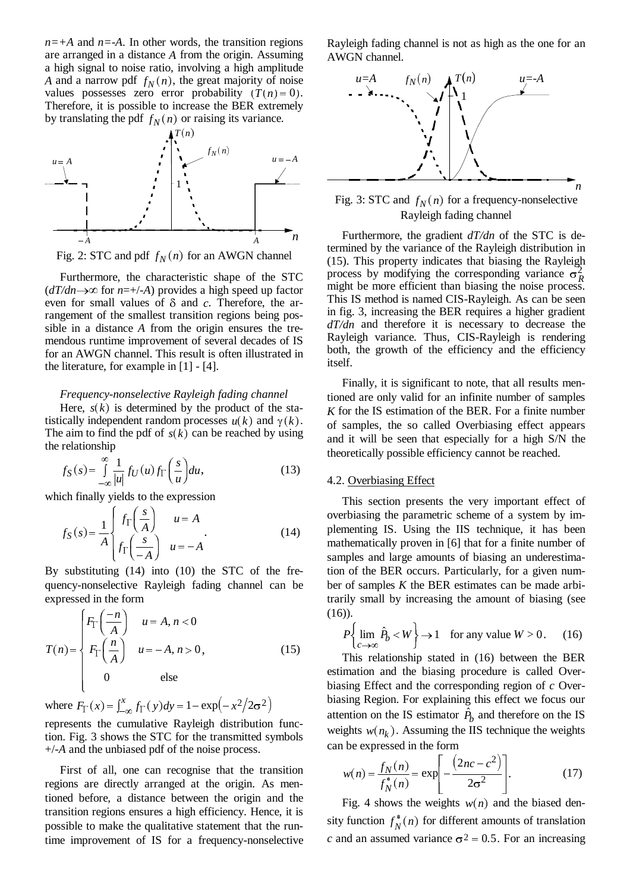$n$=+$A$ and $n$=-$A$. In other words, the transition regions are arranged in a distance $A$ from the origin. Assuming a high signal to noise ratio, involving a high amplitude $A$ and a narrow pdf $f_N(n)$, the great majority of noise values possesses zero error probability ($T(n)=0$). Therefore, it is possible to increase the BER extremely by translating the pdf $f_N(n)$ or raising its variance.

Fig. 2: STC and pdf $f_N(n)$ for an AWGN channel

Furthermore, the characteristic shape of the STC ($dT/dn \to \infty$ for $n$=+/-$A$) provides a high speed up factor even for small values of $\delta$ and $c$. Therefore, the arrangement of the smallest transition regions being possible in a distance $A$ from the origin ensures the tremendous runtime improvement of several decades of IS for an AWGN channel. This result is often illustrated in the literature, for example in [1] - [4].

*Frequency-nonselective Rayleigh fading channel*

Here, $s(k)$ is determined by the product of the statistically independent random processes $u(k)$ and $\gamma(k)$. The aim to find the pdf of $s(k)$ can be reached by using the relationship

$$f_S(s) = \int_{-\infty}^{\infty} \frac{1}{|u|} f_U(u) f_\Gamma\left(\frac{s}{u}\right) du, \tag{13}$$

which finally yields to the expression

$$f_S(s) = \frac{1}{A} \begin{cases} f_\Gamma\left(\frac{s}{A}\right) & u = A \\ f_\Gamma\left(\frac{s}{-A}\right) & u = -A \end{cases}. \tag{14}$$

By substituting (14) into (10) the STC of the frequency-nonselective Rayleigh fading channel can be expressed in the form

$$T(n) = \begin{cases} F_\Gamma\left(\frac{-n}{A}\right) & u = A, n < 0 \\ F_\Gamma\left(\frac{n}{A}\right) & u = -A, n > 0 \\ 0 & \text{else} \end{cases}, \tag{15}$$

where $F_\Gamma(x) = \int_{-\infty}^{x} f_\Gamma(y)dy = 1 - \exp\left(-x^2/2\sigma^2\right)$ represents the cumulative Rayleigh distribution function. Fig. 3 shows the STC for the transmitted symbols +/-$A$ and the unbiased pdf of the noise process.

First of all, one can recognise that the transition regions are directly arranged at the origin. As mentioned before, a distance between the origin and the transition regions ensures a high efficiency. Hence, it is possible to make the qualitative statement that the runtime improvement of IS for a frequency-nonselective Rayleigh fading channel is not as high as the one for an AWGN channel.

Fig. 3: STC and $f_N(n)$ for a frequency-nonselective Rayleigh fading channel

Furthermore, the gradient $dT/dn$ of the STC is determined by the variance of the Rayleigh distribution in (15). This property indicates that biasing the Rayleigh process by modifying the corresponding variance $\sigma_R^2$ might be more efficient than biasing the noise process. This IS method is named CIS-Rayleigh. As can be seen in fig. 3, increasing the BER requires a higher gradient $dT/dn$ and therefore it is necessary to decrease the Rayleigh variance. Thus, CIS-Rayleigh is rendering both, the growth of the efficiency and the efficiency itself.

Finally, it is significant to note, that all results mentioned are only valid for an infinite number of samples $K$ for the IS estimation of the BER. For a finite number of samples, the so called Overbiasing effect appears and it will be seen that especially for a high S/N the theoretically possible efficiency cannot be reached.

### 4.2. Overbiasing Effect

This section presents the very important effect of overbiasing the parametric scheme of a system by implementing IS. Using the IIS technique, it has been mathematically proven in [6] that for a finite number of samples and large amounts of biasing an underestimation of the BER occurs. Particularly, for a given number of samples $K$ the BER estimates can be made arbitrarily small by increasing the amount of biasing (see (16)).

$$P\left\{\lim_{c\to\infty} \hat{P}_b < W\right\} \to 1 \quad \text{for any value } W > 0. \tag{16}$$

This relationship stated in (16) between the BER estimation and the biasing procedure is called Overbiasing Effect and the corresponding region of $c$ Overbiasing Region. For explaining this effect we focus our attention on the IS estimator $\hat{P}_b$ and therefore on the IS weights $w(n_k)$. Assuming the IIS technique the weights can be expressed in the form

$$w(n) = \frac{f_N(n)}{f_N^*(n)} = \exp\left[-\frac{\left(2nc - c^2\right)}{2\sigma^2}\right]. \tag{17}$$

Fig. 4 shows the weights $w(n)$ and the biased density function $f_N^*(n)$ for different amounts of translation $c$ and an assumed variance $\sigma^2 = 0.5$. For an increasing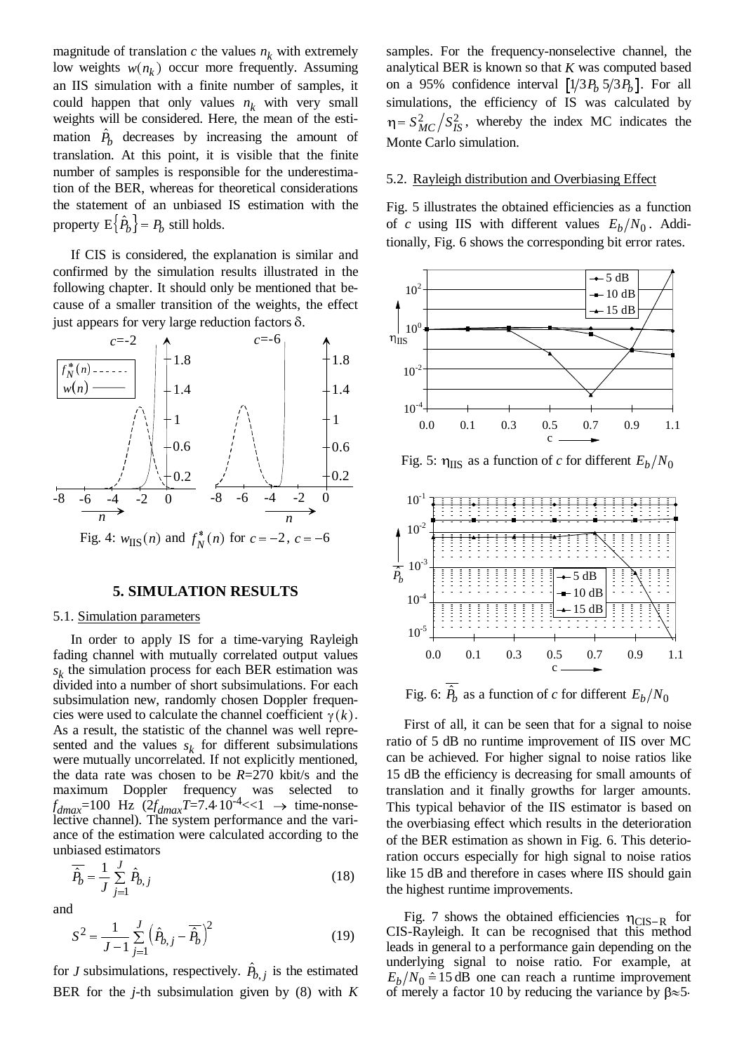magnitude of translation $c$ the values $n_k$ with extremely low weights $w(n_k)$ occur more frequently. Assuming an IIS simulation with a finite number of samples, it could happen that only values $n_k$ with very small weights will be considered. Here, the mean of the estimation $\hat{P}_b$ decreases by increasing the amount of translation. At this point, it is visible that the finite number of samples is responsible for the underestimation of the BER, whereas for theoretical considerations the statement of an unbiased IS estimation with the property $\mathrm{E}\{\hat{P}_b\} = P_b$ still holds.

If CIS is considered, the explanation is similar and confirmed by the simulation results illustrated in the following chapter. It should only be mentioned that because of a smaller transition of the weights, the effect just appears for very large reduction factors $\delta$.

Fig. 4: $w_{\mathrm{IIS}}(n)$ and $f_N^*(n)$ for $c=-2$, $c=-6$

## 5. SIMULATION RESULTS

### 5.1. Simulation parameters

In order to apply IS for a time-varying Rayleigh fading channel with mutually correlated output values $s_k$ the simulation process for each BER estimation was divided into a number of short subsimulations. For each subsimulation new, randomly chosen Doppler frequencies were used to calculate the channel coefficient $\gamma(k)$. As a result, the statistic of the channel was well represented and the values $s_k$ for different subsimulations were mutually uncorrelated. If not explicitly mentioned, the data rate was chosen to be $R$=270 kbit/s and the maximum Doppler frequency was selected to $f_{dmax}$=100 Hz ($2f_{dmax}T$=7.4·10$^{-4}$<<1 $\rightarrow$ time-nonselective channel). The system performance and the variance of the estimation were calculated according to the unbiased estimators

$$\overline{\hat{P}_b} = \frac{1}{J}\sum_{j=1}^{J}\hat{P}_{b,j} \tag{18}$$

and

$$S^2 = \frac{1}{J-1}\sum_{j=1}^{J}\left(\hat{P}_{b,j} - \overline{\hat{P}_b}\right)^2 \tag{19}$$

for $J$ subsimulations, respectively. $\hat{P}_{b,j}$ is the estimated BER for the $j$-th subsimulation given by (8) with $K$ samples. For the frequency-nonselective channel, the analytical BER is known so that $K$ was computed based on a 95% confidence interval $\left[1/3P_b\ 5/3P_b\right]$. For all simulations, the efficiency of IS was calculated by $\eta = S_{MC}^2 / S_{IS}^2$, whereby the index MC indicates the Monte Carlo simulation.

### 5.2. Rayleigh distribution and Overbiasing Effect

Fig. 5 illustrates the obtained efficiencies as a function of $c$ using IIS with different values $E_b/N_0$. Additionally, Fig. 6 shows the corresponding bit error rates.

Fig. 5: $\eta_{\mathrm{IIS}}$ as a function of $c$ for different $E_b/N_0$

Fig. 6: $\overline{\hat{P}_b}$ as a function of $c$ for different $E_b/N_0$

First of all, it can be seen that for a signal to noise ratio of 5 dB no runtime improvement of IIS over MC can be achieved. For higher signal to noise ratios like 15 dB the efficiency is decreasing for small amounts of translation and it finally growths for larger amounts. This typical behavior of the IIS estimator is based on the overbiasing effect which results in the deterioration of the BER estimation as shown in Fig. 6. This deterioration occurs especially for high signal to noise ratios like 15 dB and therefore in cases where IIS should gain the highest runtime improvements.

Fig. 7 shows the obtained efficiencies $\eta_{\mathrm{CIS-R}}$ for CIS-Rayleigh. It can be recognised that this method leads in general to a performance gain depending on the underlying signal to noise ratio. For example, at $E_b/N_0 \hat{=} 15\,\mathrm{dB}$ one can reach a runtime improvement of merely a factor 10 by reducing the variance by $\beta\approx 5\cdot$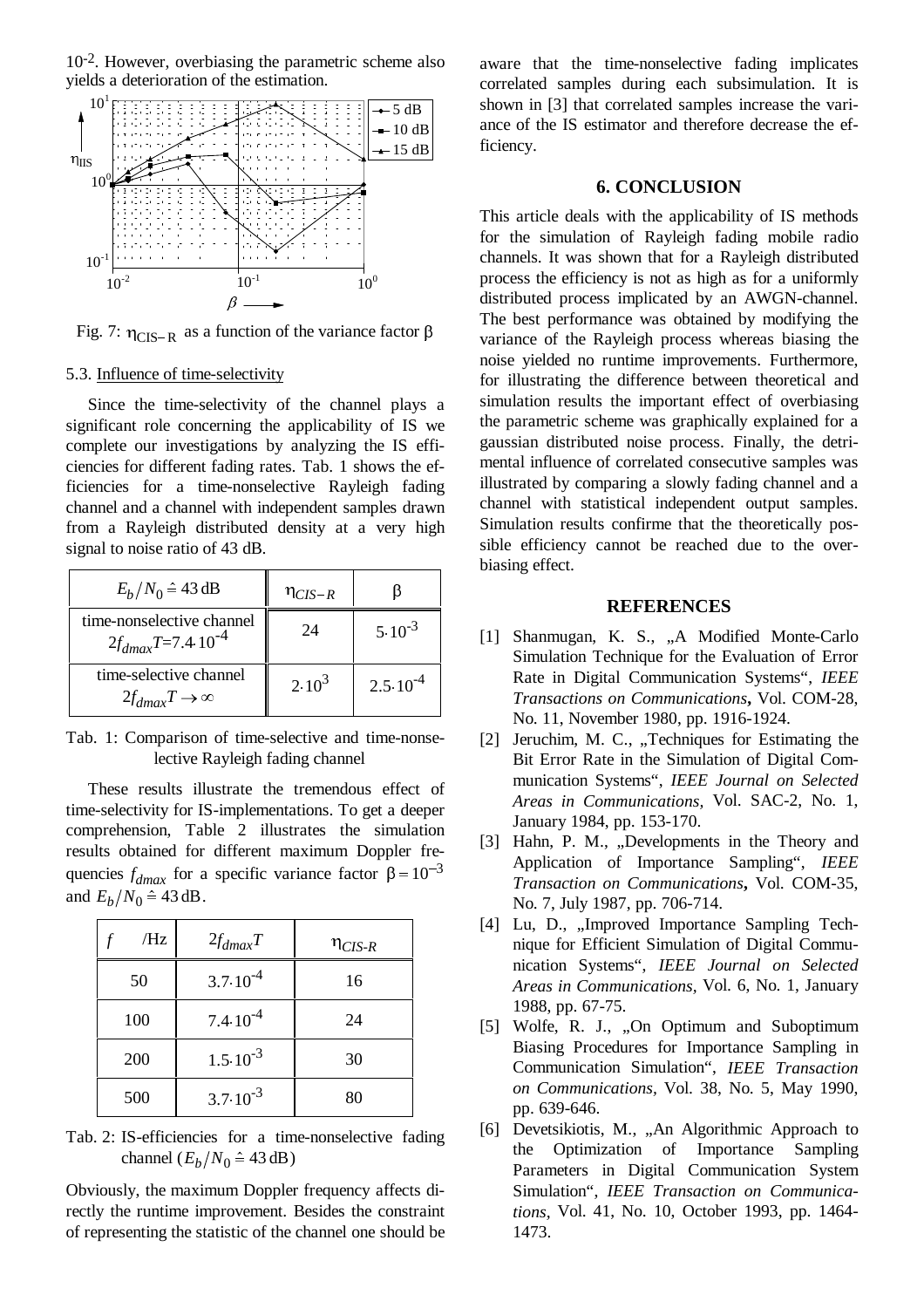$10^{-2}$. However, overbiasing the parametric scheme also yields a deterioration of the estimation.

$10^1$
5 dB
10 dB
15 dB
$\eta_{IIS}$
$10^0$
$10^{-1}$
$10^{-2}$
$10^{-1}$
$10^0$
$\beta$

Fig. 7: $\eta_{CIS-R}$ as a function of the variance factor $\beta$

### 5.3. Influence of time-selectivity

Since the time-selectivity of the channel plays a significant role concerning the applicability of IS we complete our investigations by analyzing the IS efficiencies for different fading rates. Tab. 1 shows the efficiencies for a time-nonselective Rayleigh fading channel and a channel with independent samples drawn from a Rayleigh distributed density at a very high signal to noise ratio of 43 dB.

| $E_b/N_0 \hat{=} 43\,\text{dB}$ | $\eta_{CIS-R}$ | $\beta$ |
|---|---|---|
| time-nonselective channel $2f_{dmax}T$=7.4$\cdot 10^{-4}$ | 24 | $5\cdot 10^{-3}$ |
| time-selective channel $2f_{dmax}T \rightarrow \infty$ | $2\cdot 10^3$ | $2.5\cdot 10^{-4}$ |

Tab. 1: Comparison of time-selective and time-nonselective Rayleigh fading channel

These results illustrate the tremendous effect of time-selectivity for IS-implementations. To get a deeper comprehension, Table 2 illustrates the simulation results obtained for different maximum Doppler frequencies $f_{dmax}$ for a specific variance factor $\beta = 10^{-3}$ and $E_b/N_0 \hat{=} 43\,\text{dB}$.

| $f$ /Hz | $2f_{dmax}T$ | $\eta_{CIS-R}$ |
|---|---|---|
| 50 | $3.7\cdot 10^{-4}$ | 16 |
| 100 | $7.4\cdot 10^{-4}$ | 24 |
| 200 | $1.5\cdot 10^{-3}$ | 30 |
| 500 | $3.7\cdot 10^{-3}$ | 80 |

Tab. 2: IS-efficiencies for a time-nonselective fading channel ($E_b/N_0 \hat{=} 43\,\text{dB}$)

Obviously, the maximum Doppler frequency affects directly the runtime improvement. Besides the constraint of representing the statistic of the channel one should be aware that the time-nonselective fading implicates correlated samples during each subsimulation. It is shown in [3] that correlated samples increase the variance of the IS estimator and therefore decrease the efficiency.

## 6. CONCLUSION

This article deals with the applicability of IS methods for the simulation of Rayleigh fading mobile radio channels. It was shown that for a Rayleigh distributed process the efficiency is not as high as for a uniformly distributed process implicated by an AWGN-channel. The best performance was obtained by modifying the variance of the Rayleigh process whereas biasing the noise yielded no runtime improvements. Furthermore, for illustrating the difference between theoretical and simulation results the important effect of overbiasing the parametric scheme was graphically explained for a gaussian distributed noise process. Finally, the detrimental influence of correlated consecutive samples was illustrated by comparing a slowly fading channel and a channel with statistical independent output samples. Simulation results confirme that the theoretically possible efficiency cannot be reached due to the overbiasing effect.

## REFERENCES

[1] Shanmugan, K. S., „A Modified Monte-Carlo Simulation Technique for the Evaluation of Error Rate in Digital Communication Systems“, *IEEE Transactions on Communications*, Vol. COM-28, No. 11, November 1980, pp. 1916-1924.

[2] Jeruchim, M. C., „Techniques for Estimating the Bit Error Rate in the Simulation of Digital Communication Systems“, *IEEE Journal on Selected Areas in Communications*, Vol. SAC-2, No. 1, January 1984, pp. 153-170.

[3] Hahn, P. M., „Developments in the Theory and Application of Importance Sampling“, *IEEE Transaction on Communications*, Vol. COM-35, No. 7, July 1987, pp. 706-714.

[4] Lu, D., „Improved Importance Sampling Technique for Efficient Simulation of Digital Communication Systems“, *IEEE Journal on Selected Areas in Communications*, Vol. 6, No. 1, January 1988, pp. 67-75.

[5] Wolfe, R. J., „On Optimum and Suboptimum Biasing Procedures for Importance Sampling in Communication Simulation“, *IEEE Transaction on Communications*, Vol. 38, No. 5, May 1990, pp. 639-646.

[6] Devetsikiotis, M., „An Algorithmic Approach to the Optimization of Importance Sampling Parameters in Digital Communication System Simulation“, *IEEE Transaction on Communications*, Vol. 41, No. 10, October 1993, pp. 1464-1473.